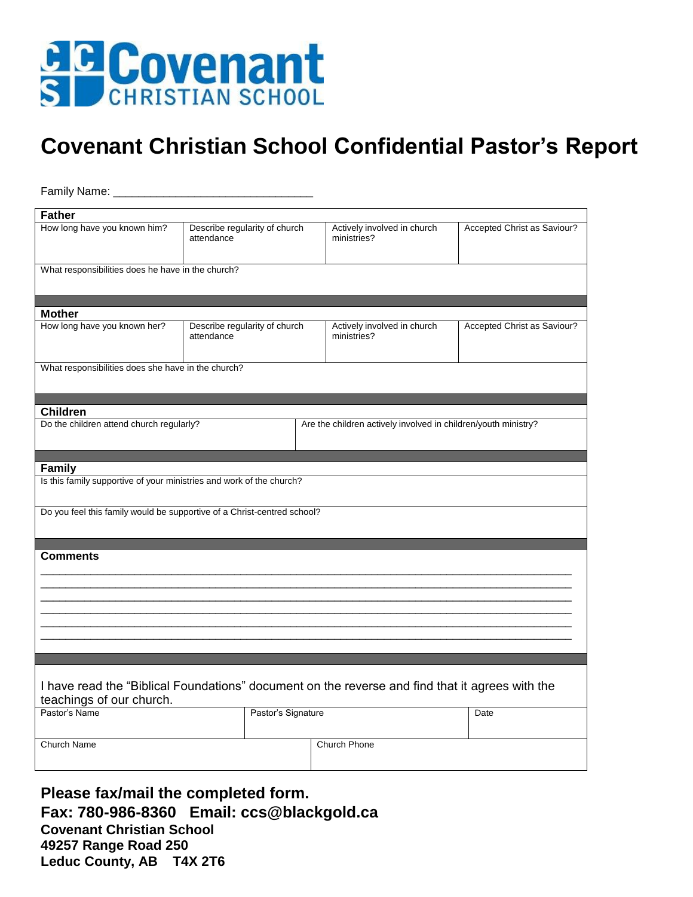**Covenant CHRISTIAN SCHOOL**

# Covenant Christian School Confidential Pastor's Report

Family Name: ______________________________

## Father

| How long have you known him? | Describe regularity of church attendance | Actively involved in church ministries? | Accepted Christ as Saviour? |
|---|---|---|---|
| | | | |

What responsibilities does he have in the church?

## Mother

| How long have you known her? | Describe regularity of church attendance | Actively involved in church ministries? | Accepted Christ as Saviour? |
|---|---|---|---|
| | | | |

What responsibilities does she have in the church?

## Children

| Do the children attend church regularly? | Are the children actively involved in children/youth ministry? |
|---|---|
| | |

## Family

Is this family supportive of your ministries and work of the church?

Do you feel this family would be supportive of a Christ-centred school?

## Comments

_______________________________________________________________________________
_______________________________________________________________________________
_______________________________________________________________________________
_______________________________________________________________________________
_______________________________________________________________________________
_______________________________________________________________________________

I have read the "Biblical Foundations" document on the reverse and find that it agrees with the teachings of our church.

| Pastor's Name | Pastor's Signature | Date |
|---|---|---|
| | | |

| Church Name | Church Phone |
|---|---|
| | |

**Please fax/mail the completed form.**
**Fax: 780-986-8360 Email: ccs@blackgold.ca**
**Covenant Christian School**
**49257 Range Road 250**
**Leduc County, AB T4X 2T6**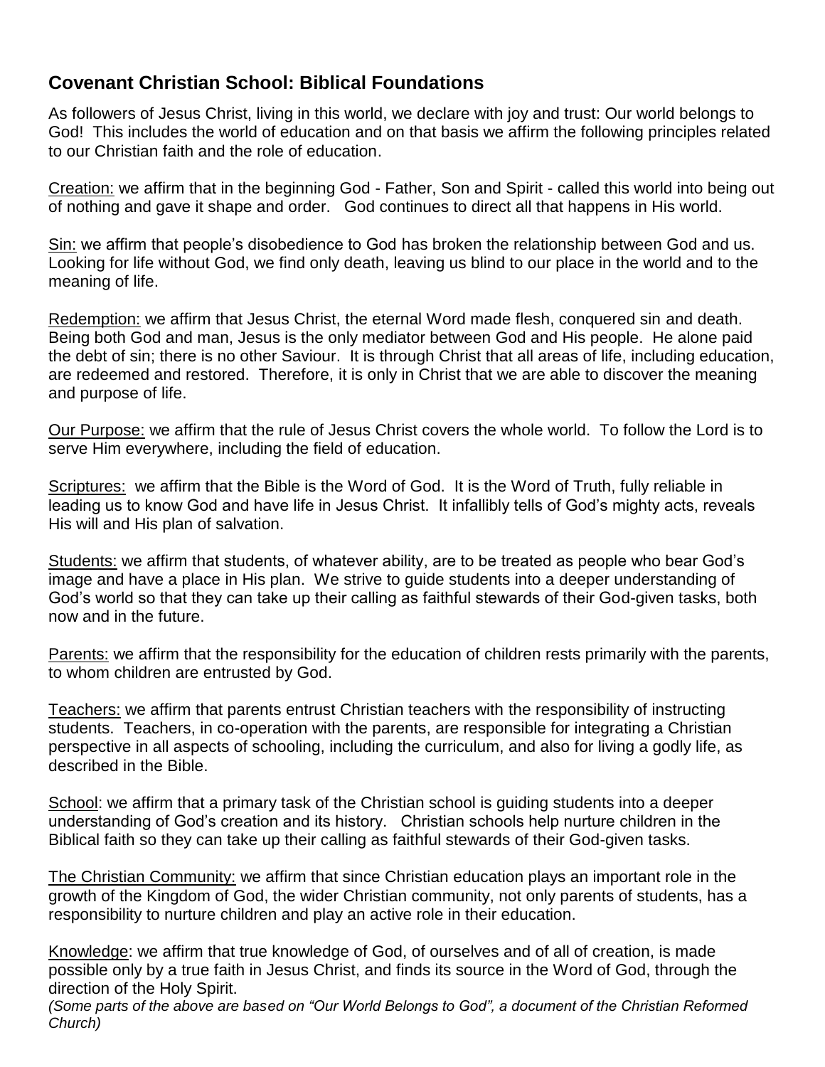## Covenant Christian School: Biblical Foundations

As followers of Jesus Christ, living in this world, we declare with joy and trust: Our world belongs to God! This includes the world of education and on that basis we affirm the following principles related to our Christian faith and the role of education.

Creation: we affirm that in the beginning God - Father, Son and Spirit - called this world into being out of nothing and gave it shape and order. God continues to direct all that happens in His world.

Sin: we affirm that people's disobedience to God has broken the relationship between God and us. Looking for life without God, we find only death, leaving us blind to our place in the world and to the meaning of life.

Redemption: we affirm that Jesus Christ, the eternal Word made flesh, conquered sin and death. Being both God and man, Jesus is the only mediator between God and His people. He alone paid the debt of sin; there is no other Saviour. It is through Christ that all areas of life, including education, are redeemed and restored. Therefore, it is only in Christ that we are able to discover the meaning and purpose of life.

Our Purpose: we affirm that the rule of Jesus Christ covers the whole world. To follow the Lord is to serve Him everywhere, including the field of education.

Scriptures: we affirm that the Bible is the Word of God. It is the Word of Truth, fully reliable in leading us to know God and have life in Jesus Christ. It infallibly tells of God's mighty acts, reveals His will and His plan of salvation.

Students: we affirm that students, of whatever ability, are to be treated as people who bear God's image and have a place in His plan. We strive to guide students into a deeper understanding of God's world so that they can take up their calling as faithful stewards of their God-given tasks, both now and in the future.

Parents: we affirm that the responsibility for the education of children rests primarily with the parents, to whom children are entrusted by God.

Teachers: we affirm that parents entrust Christian teachers with the responsibility of instructing students. Teachers, in co-operation with the parents, are responsible for integrating a Christian perspective in all aspects of schooling, including the curriculum, and also for living a godly life, as described in the Bible.

School: we affirm that a primary task of the Christian school is guiding students into a deeper understanding of God's creation and its history. Christian schools help nurture children in the Biblical faith so they can take up their calling as faithful stewards of their God-given tasks.

The Christian Community: we affirm that since Christian education plays an important role in the growth of the Kingdom of God, the wider Christian community, not only parents of students, has a responsibility to nurture children and play an active role in their education.

Knowledge: we affirm that true knowledge of God, of ourselves and of all of creation, is made possible only by a true faith in Jesus Christ, and finds its source in the Word of God, through the direction of the Holy Spirit.

*(Some parts of the above are based on "Our World Belongs to God", a document of the Christian Reformed Church)*